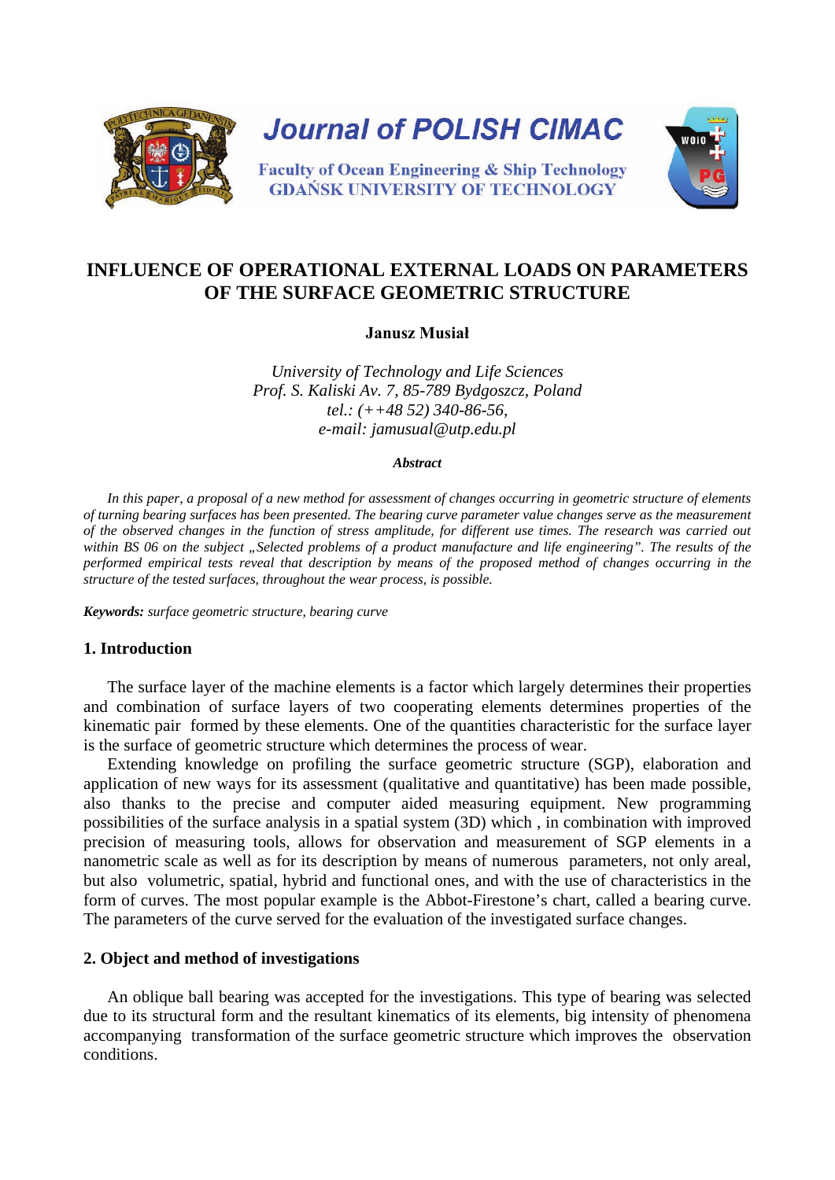# INFLUENCE OF OPERATIONAL EXTERNAL LOADS ON PARAMETERS OF THE SURFACE GEOMETRIC STRUCTURE

**Janusz Musiał**

*University of Technology and Life Sciences*
*Prof. S. Kaliski Av. 7, 85-789 Bydgoszcz, Poland*
*tel.: (++48 52) 340-86-56,*
*e-mail: jamusual@utp.edu.pl*

***Abstract***

*In this paper, a proposal of a new method for assessment of changes occurring in geometric structure of elements of turning bearing surfaces has been presented. The bearing curve parameter value changes serve as the measurement of the observed changes in the function of stress amplitude, for different use times. The research was carried out within BS 06 on the subject „Selected problems of a product manufacture and life engineering". The results of the performed empirical tests reveal that description by means of the proposed method of changes occurring in the structure of the tested surfaces, throughout the wear process, is possible.*

***Keywords:*** *surface geometric structure, bearing curve*

## 1. Introduction

The surface layer of the machine elements is a factor which largely determines their properties and combination of surface layers of two cooperating elements determines properties of the kinematic pair formed by these elements. One of the quantities characteristic for the surface layer is the surface of geometric structure which determines the process of wear.

Extending knowledge on profiling the surface geometric structure (SGP), elaboration and application of new ways for its assessment (qualitative and quantitative) has been made possible, also thanks to the precise and computer aided measuring equipment. New programming possibilities of the surface analysis in a spatial system (3D) which , in combination with improved precision of measuring tools, allows for observation and measurement of SGP elements in a nanometric scale as well as for its description by means of numerous parameters, not only areal, but also volumetric, spatial, hybrid and functional ones, and with the use of characteristics in the form of curves. The most popular example is the Abbot-Firestone's chart, called a bearing curve. The parameters of the curve served for the evaluation of the investigated surface changes.

## 2. Object and method of investigations

An oblique ball bearing was accepted for the investigations. This type of bearing was selected due to its structural form and the resultant kinematics of its elements, big intensity of phenomena accompanying transformation of the surface geometric structure which improves the observation conditions.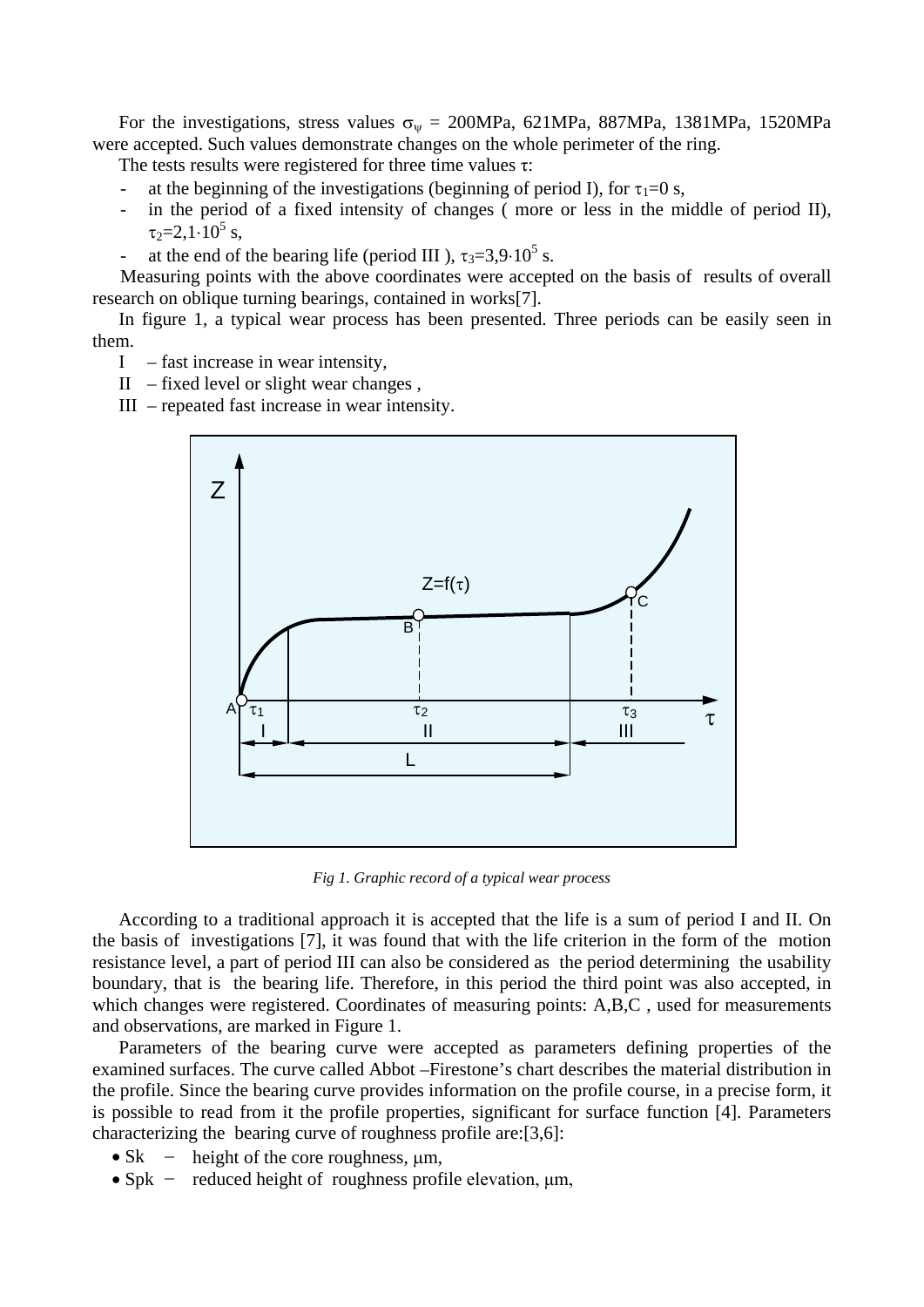For the investigations, stress values $\sigma_\psi$ = 200MPa, 621MPa, 887MPa, 1381MPa, 1520MPa were accepted. Such values demonstrate changes on the whole perimeter of the ring.

The tests results were registered for three time values $\tau$:

- at the beginning of the investigations (beginning of period I), for $\tau_1$=0 s,
- in the period of a fixed intensity of changes ( more or less in the middle of period II), $\tau_2=2{,}1\cdot10^5$ s,
- at the end of the bearing life (period III ), $\tau_3=3{,}9\cdot10^5$ s.

Measuring points with the above coordinates were accepted on the basis of results of overall research on oblique turning bearings, contained in works[7].

In figure 1, a typical wear process has been presented. Three periods can be easily seen in them.

I – fast increase in wear intensity,
II – fixed level or slight wear changes ,
III – repeated fast increase in wear intensity.

*Fig 1. Graphic record of a typical wear process*

According to a traditional approach it is accepted that the life is a sum of period I and II. On the basis of investigations [7], it was found that with the life criterion in the form of the motion resistance level, a part of period III can also be considered as the period determining the usability boundary, that is the bearing life. Therefore, in this period the third point was also accepted, in which changes were registered. Coordinates of measuring points: A,B,C , used for measurements and observations, are marked in Figure 1.

Parameters of the bearing curve were accepted as parameters defining properties of the examined surfaces. The curve called Abbot –Firestone's chart describes the material distribution in the profile. Since the bearing curve provides information on the profile course, in a precise form, it is possible to read from it the profile properties, significant for surface function [4]. Parameters characterizing the bearing curve of roughness profile are:[3,6]:

- Sk − height of the core roughness, μm,
- Spk − reduced height of roughness profile elevation, μm,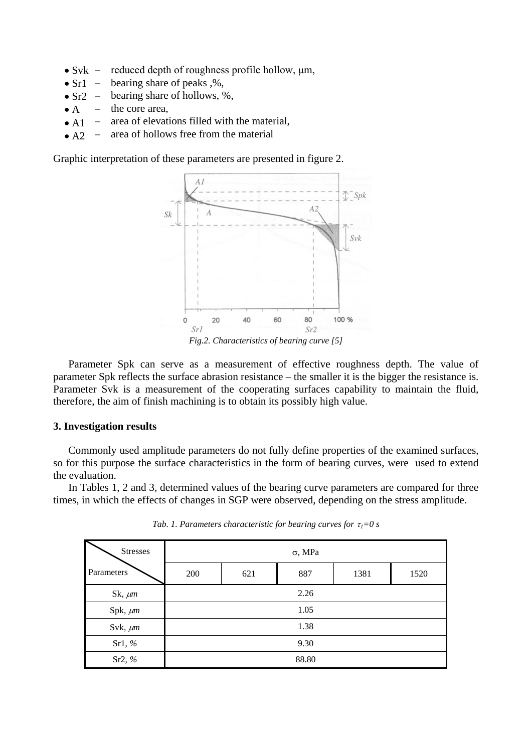- Svk – reduced depth of roughness profile hollow, μm,
- Sr1 – bearing share of peaks ,%,
- Sr2 – bearing share of hollows, %,
- A – the core area,
- A1 – area of elevations filled with the material,
- A2 – area of hollows free from the material

Graphic interpretation of these parameters are presented in figure 2.

*Fig.2. Characteristics of bearing curve [5]*

Parameter Spk can serve as a measurement of effective roughness depth. The value of parameter Spk reflects the surface abrasion resistance – the smaller it is the bigger the resistance is. Parameter Svk is a measurement of the cooperating surfaces capability to maintain the fluid, therefore, the aim of finish machining is to obtain its possibly high value.

### 3. Investigation results

Commonly used amplitude parameters do not fully define properties of the examined surfaces, so for this purpose the surface characteristics in the form of bearing curves, were used to extend the evaluation.

In Tables 1, 2 and 3, determined values of the bearing curve parameters are compared for three times, in which the effects of changes in SGP were observed, depending on the stress amplitude.

*Tab. 1. Parameters characteristic for bearing curves for $\tau_1=0$ s*

| Stresses / Parameters | $\sigma$, MPa | | | | |
|---|---|---|---|---|---|
| | 200 | 621 | 887 | 1381 | 1520 |
| Sk, $\mu m$ | 2.26 | | | | |
| Spk, $\mu m$ | 1.05 | | | | |
| Svk, $\mu m$ | 1.38 | | | | |
| Sr1, % | 9.30 | | | | |
| Sr2, % | 88.80 | | | | |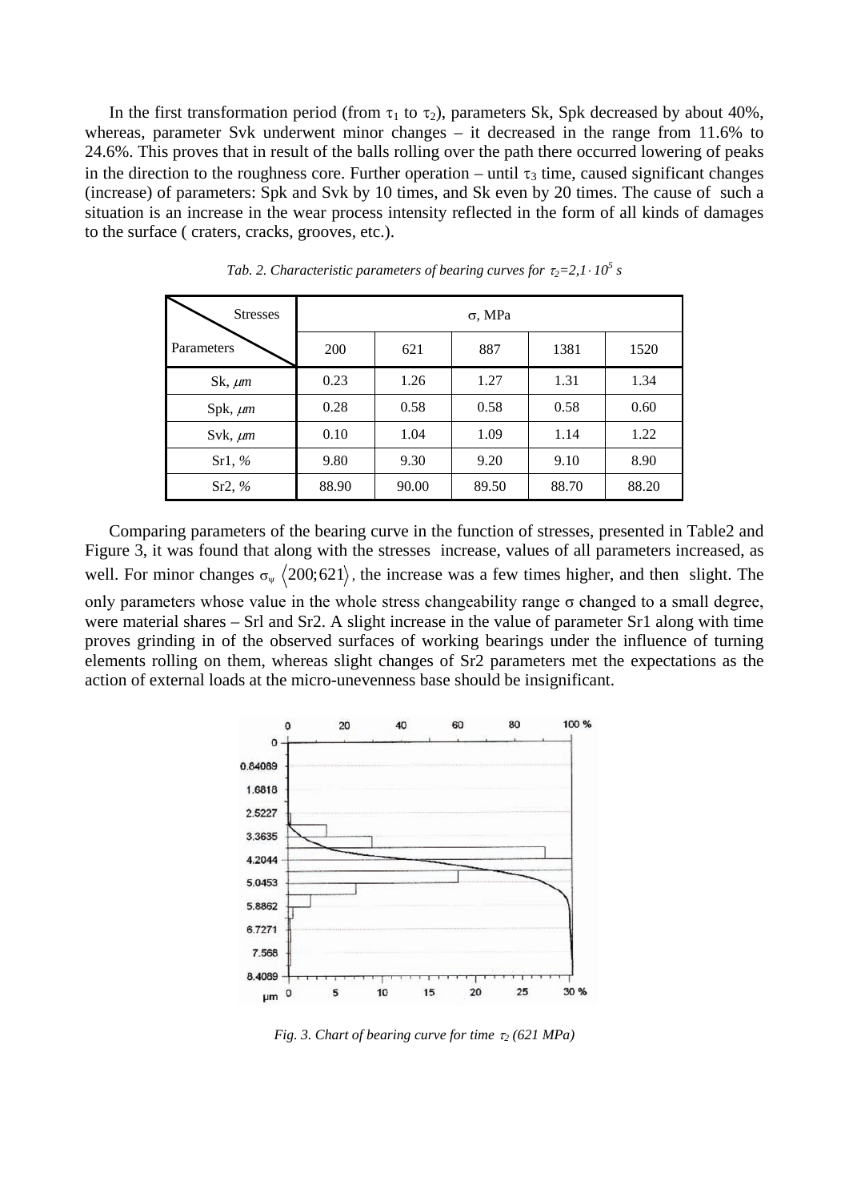In the first transformation period (from $\tau_1$ to $\tau_2$), parameters Sk, Spk decreased by about 40%, whereas, parameter Svk underwent minor changes – it decreased in the range from 11.6% to 24.6%. This proves that in result of the balls rolling over the path there occurred lowering of peaks in the direction to the roughness core. Further operation – until $\tau_3$ time, caused significant changes (increase) of parameters: Spk and Svk by 10 times, and Sk even by 20 times. The cause of such a situation is an increase in the wear process intensity reflected in the form of all kinds of damages to the surface ( craters, cracks, grooves, etc.).

*Tab. 2. Characteristic parameters of bearing curves for $\tau_2=2{,}1\cdot 10^5$ s*

| Stresses / Parameters | σ, MPa | | | | |
|---|---|---|---|---|---|
| | 200 | 621 | 887 | 1381 | 1520 |
| Sk, *μm* | 0.23 | 1.26 | 1.27 | 1.31 | 1.34 |
| Spk, *μm* | 0.28 | 0.58 | 0.58 | 0.58 | 0.60 |
| Svk, *μm* | 0.10 | 1.04 | 1.09 | 1.14 | 1.22 |
| Sr1, *%* | 9.80 | 9.30 | 9.20 | 9.10 | 8.90 |
| Sr2, *%* | 88.90 | 90.00 | 89.50 | 88.70 | 88.20 |

Comparing parameters of the bearing curve in the function of stresses, presented in Table2 and Figure 3, it was found that along with the stresses increase, values of all parameters increased, as well. For minor changes $\sigma_\psi \ \langle 200;621 \rangle$, the increase was a few times higher, and then slight. The only parameters whose value in the whole stress changeability range σ changed to a small degree, were material shares – Srl and Sr2. A slight increase in the value of parameter Sr1 along with time proves grinding in of the observed surfaces of working bearings under the influence of turning elements rolling on them, whereas slight changes of Sr2 parameters met the expectations as the action of external loads at the micro-unevenness base should be insignificant.

*Fig. 3. Chart of bearing curve for time $\tau_2$ (621 MPa)*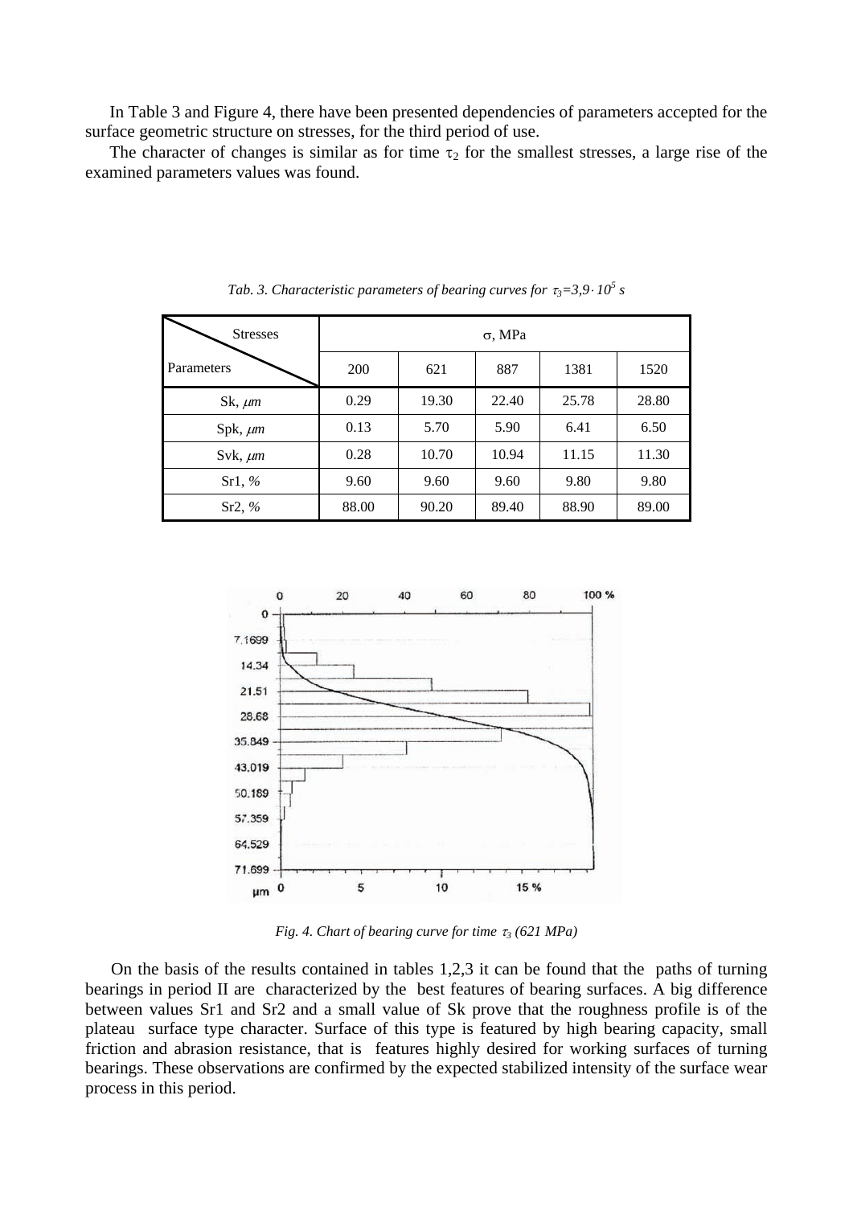In Table 3 and Figure 4, there have been presented dependencies of parameters accepted for the surface geometric structure on stresses, for the third period of use.

The character of changes is similar as for time $\tau_2$ for the smallest stresses, a large rise of the examined parameters values was found.

*Tab. 3. Characteristic parameters of bearing curves for $\tau_3=3{,}9\cdot 10^5$ s*

| Stresses / Parameters | σ, MPa | | | | |
|---|---|---|---|---|---|
| | 200 | 621 | 887 | 1381 | 1520 |
| Sk, *μm* | 0.29 | 19.30 | 22.40 | 25.78 | 28.80 |
| Spk, *μm* | 0.13 | 5.70 | 5.90 | 6.41 | 6.50 |
| Svk, *μm* | 0.28 | 10.70 | 10.94 | 11.15 | 11.30 |
| Sr1, *%* | 9.60 | 9.60 | 9.60 | 9.80 | 9.80 |
| Sr2, *%* | 88.00 | 90.20 | 89.40 | 88.90 | 89.00 |

*Fig. 4. Chart of bearing curve for time $\tau_3$ (621 MPa)*

On the basis of the results contained in tables 1,2,3 it can be found that the paths of turning bearings in period II are characterized by the best features of bearing surfaces. A big difference between values Sr1 and Sr2 and a small value of Sk prove that the roughness profile is of the plateau surface type character. Surface of this type is featured by high bearing capacity, small friction and abrasion resistance, that is features highly desired for working surfaces of turning bearings. These observations are confirmed by the expected stabilized intensity of the surface wear process in this period.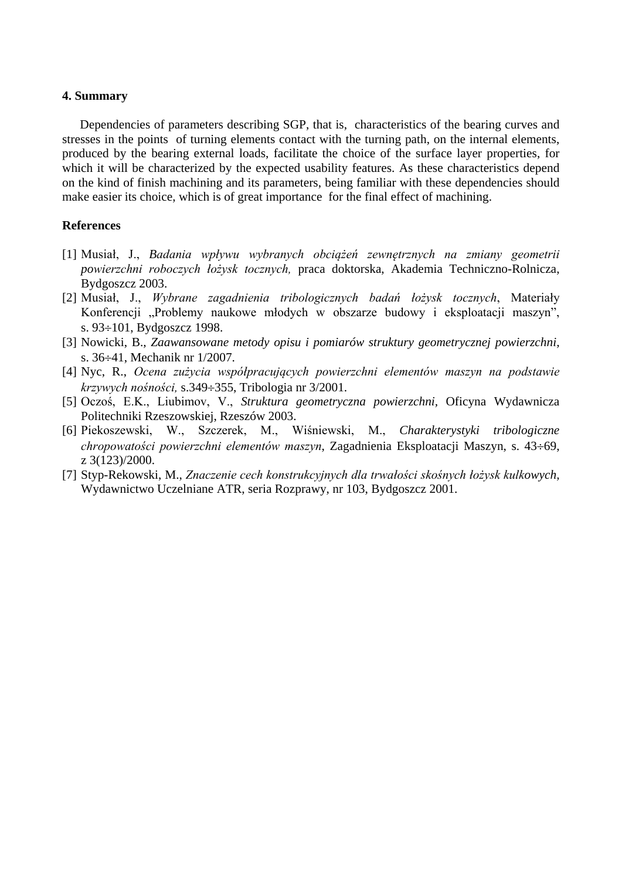## 4. Summary

Dependencies of parameters describing SGP, that is, characteristics of the bearing curves and stresses in the points of turning elements contact with the turning path, on the internal elements, produced by the bearing external loads, facilitate the choice of the surface layer properties, for which it will be characterized by the expected usability features. As these characteristics depend on the kind of finish machining and its parameters, being familiar with these dependencies should make easier its choice, which is of great importance for the final effect of machining.

## References

[1] Musiał, J., *Badania wpływu wybranych obciążeń zewnętrznych na zmiany geometrii powierzchni roboczych łożysk tocznych,* praca doktorska, Akademia Techniczno-Rolnicza, Bydgoszcz 2003.

[2] Musiał, J., *Wybrane zagadnienia tribologicznych badań łożysk tocznych*, Materiały Konferencji „Problemy naukowe młodych w obszarze budowy i eksploatacji maszyn", s. 93÷101, Bydgoszcz 1998.

[3] Nowicki, B., *Zaawansowane metody opisu i pomiarów struktury geometrycznej powierzchni*, s. 36÷41, Mechanik nr 1/2007.

[4] Nyc, R., *Ocena zużycia współpracujących powierzchni elementów maszyn na podstawie krzywych nośności,* s.349÷355, Tribologia nr 3/2001.

[5] Oczoś, E.K., Liubimov, V., *Struktura geometryczna powierzchni*, Oficyna Wydawnicza Politechniki Rzeszowskiej, Rzeszów 2003.

[6] Piekoszewski, W., Szczerek, M., Wiśniewski, M., *Charakterystyki tribologiczne chropowatości powierzchni elementów maszyn*, Zagadnienia Eksploatacji Maszyn, s. 43÷69, z 3(123)/2000.

[7] Styp-Rekowski, M., *Znaczenie cech konstrukcyjnych dla trwałości skośnych łożysk kulkowych*, Wydawnictwo Uczelniane ATR, seria Rozprawy, nr 103, Bydgoszcz 2001.